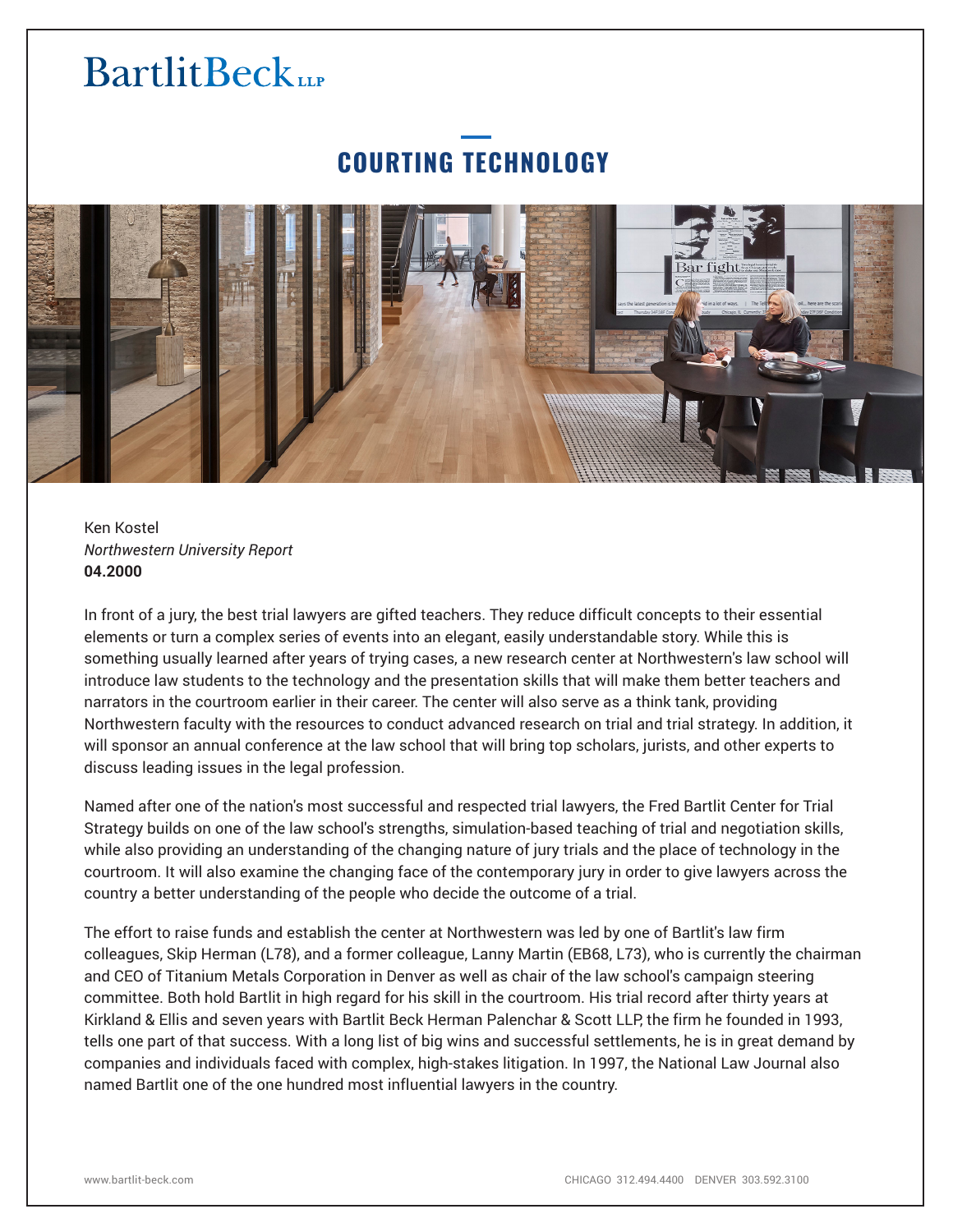BartlitBeck LLP

# COURTING TECHNOLOGY

Ken Kostel
*Northwestern University Report*
**04.2000**

In front of a jury, the best trial lawyers are gifted teachers. They reduce difficult concepts to their essential elements or turn a complex series of events into an elegant, easily understandable story. While this is something usually learned after years of trying cases, a new research center at Northwestern's law school will introduce law students to the technology and the presentation skills that will make them better teachers and narrators in the courtroom earlier in their career. The center will also serve as a think tank, providing Northwestern faculty with the resources to conduct advanced research on trial and trial strategy. In addition, it will sponsor an annual conference at the law school that will bring top scholars, jurists, and other experts to discuss leading issues in the legal profession.

Named after one of the nation's most successful and respected trial lawyers, the Fred Bartlit Center for Trial Strategy builds on one of the law school's strengths, simulation-based teaching of trial and negotiation skills, while also providing an understanding of the changing nature of jury trials and the place of technology in the courtroom. It will also examine the changing face of the contemporary jury in order to give lawyers across the country a better understanding of the people who decide the outcome of a trial.

The effort to raise funds and establish the center at Northwestern was led by one of Bartlit's law firm colleagues, Skip Herman (L78), and a former colleague, Lanny Martin (EB68, L73), who is currently the chairman and CEO of Titanium Metals Corporation in Denver as well as chair of the law school's campaign steering committee. Both hold Bartlit in high regard for his skill in the courtroom. His trial record after thirty years at Kirkland & Ellis and seven years with Bartlit Beck Herman Palenchar & Scott LLP, the firm he founded in 1993, tells one part of that success. With a long list of big wins and successful settlements, he is in great demand by companies and individuals faced with complex, high-stakes litigation. In 1997, the National Law Journal also named Bartlit one of the one hundred most influential lawyers in the country.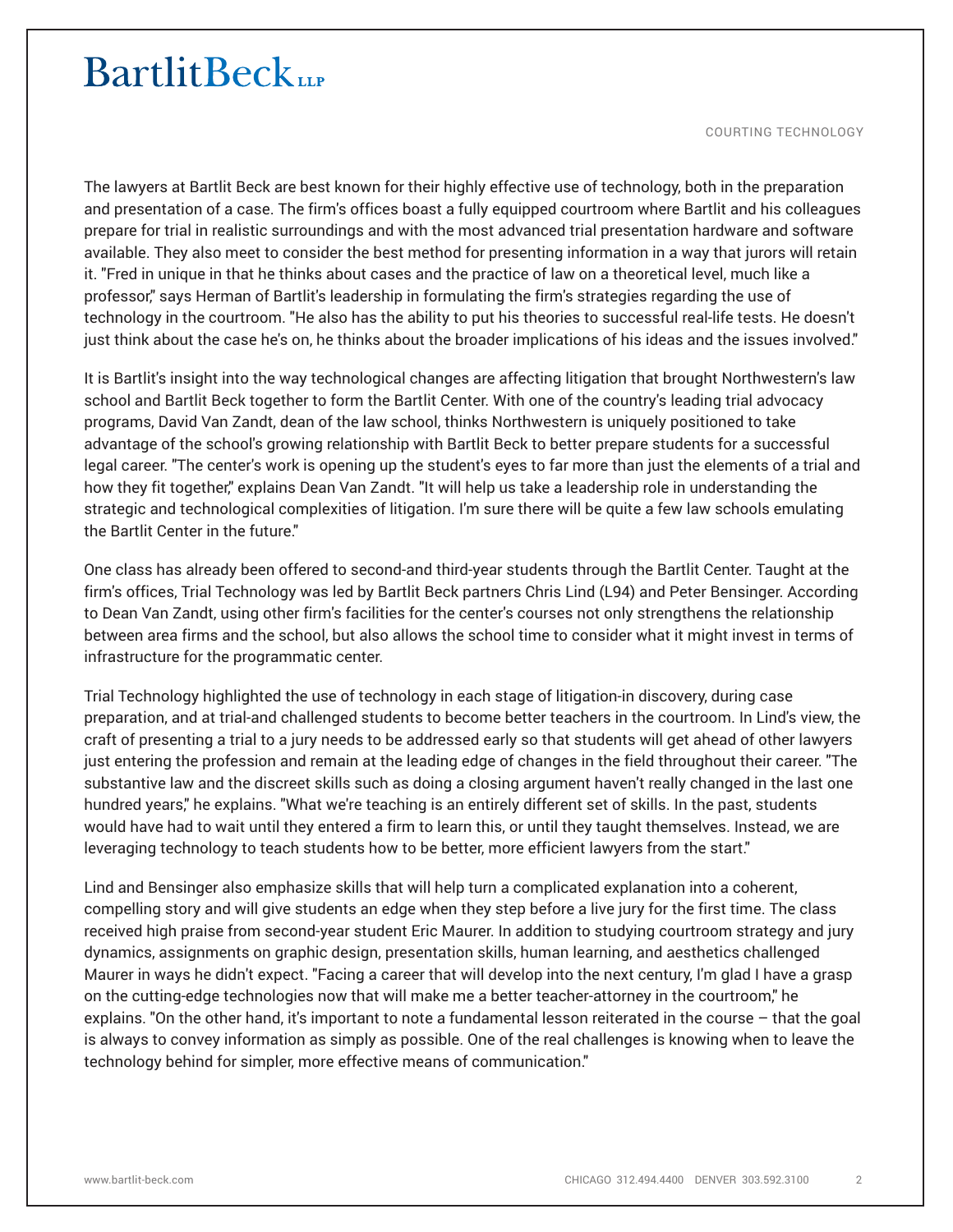The lawyers at Bartlit Beck are best known for their highly effective use of technology, both in the preparation and presentation of a case. The firm's offices boast a fully equipped courtroom where Bartlit and his colleagues prepare for trial in realistic surroundings and with the most advanced trial presentation hardware and software available. They also meet to consider the best method for presenting information in a way that jurors will retain it. "Fred in unique in that he thinks about cases and the practice of law on a theoretical level, much like a professor," says Herman of Bartlit's leadership in formulating the firm's strategies regarding the use of technology in the courtroom. "He also has the ability to put his theories to successful real-life tests. He doesn't just think about the case he's on, he thinks about the broader implications of his ideas and the issues involved."

It is Bartlit's insight into the way technological changes are affecting litigation that brought Northwestern's law school and Bartlit Beck together to form the Bartlit Center. With one of the country's leading trial advocacy programs, David Van Zandt, dean of the law school, thinks Northwestern is uniquely positioned to take advantage of the school's growing relationship with Bartlit Beck to better prepare students for a successful legal career. "The center's work is opening up the student's eyes to far more than just the elements of a trial and how they fit together," explains Dean Van Zandt. "It will help us take a leadership role in understanding the strategic and technological complexities of litigation. I'm sure there will be quite a few law schools emulating the Bartlit Center in the future."

One class has already been offered to second-and third-year students through the Bartlit Center. Taught at the firm's offices, Trial Technology was led by Bartlit Beck partners Chris Lind (L94) and Peter Bensinger. According to Dean Van Zandt, using other firm's facilities for the center's courses not only strengthens the relationship between area firms and the school, but also allows the school time to consider what it might invest in terms of infrastructure for the programmatic center.

Trial Technology highlighted the use of technology in each stage of litigation-in discovery, during case preparation, and at trial-and challenged students to become better teachers in the courtroom. In Lind's view, the craft of presenting a trial to a jury needs to be addressed early so that students will get ahead of other lawyers just entering the profession and remain at the leading edge of changes in the field throughout their career. "The substantive law and the discreet skills such as doing a closing argument haven't really changed in the last one hundred years," he explains. "What we're teaching is an entirely different set of skills. In the past, students would have had to wait until they entered a firm to learn this, or until they taught themselves. Instead, we are leveraging technology to teach students how to be better, more efficient lawyers from the start."

Lind and Bensinger also emphasize skills that will help turn a complicated explanation into a coherent, compelling story and will give students an edge when they step before a live jury for the first time. The class received high praise from second-year student Eric Maurer. In addition to studying courtroom strategy and jury dynamics, assignments on graphic design, presentation skills, human learning, and aesthetics challenged Maurer in ways he didn't expect. "Facing a career that will develop into the next century, I'm glad I have a grasp on the cutting-edge technologies now that will make me a better teacher-attorney in the courtroom," he explains. "On the other hand, it's important to note a fundamental lesson reiterated in the course – that the goal is always to convey information as simply as possible. One of the real challenges is knowing when to leave the technology behind for simpler, more effective means of communication."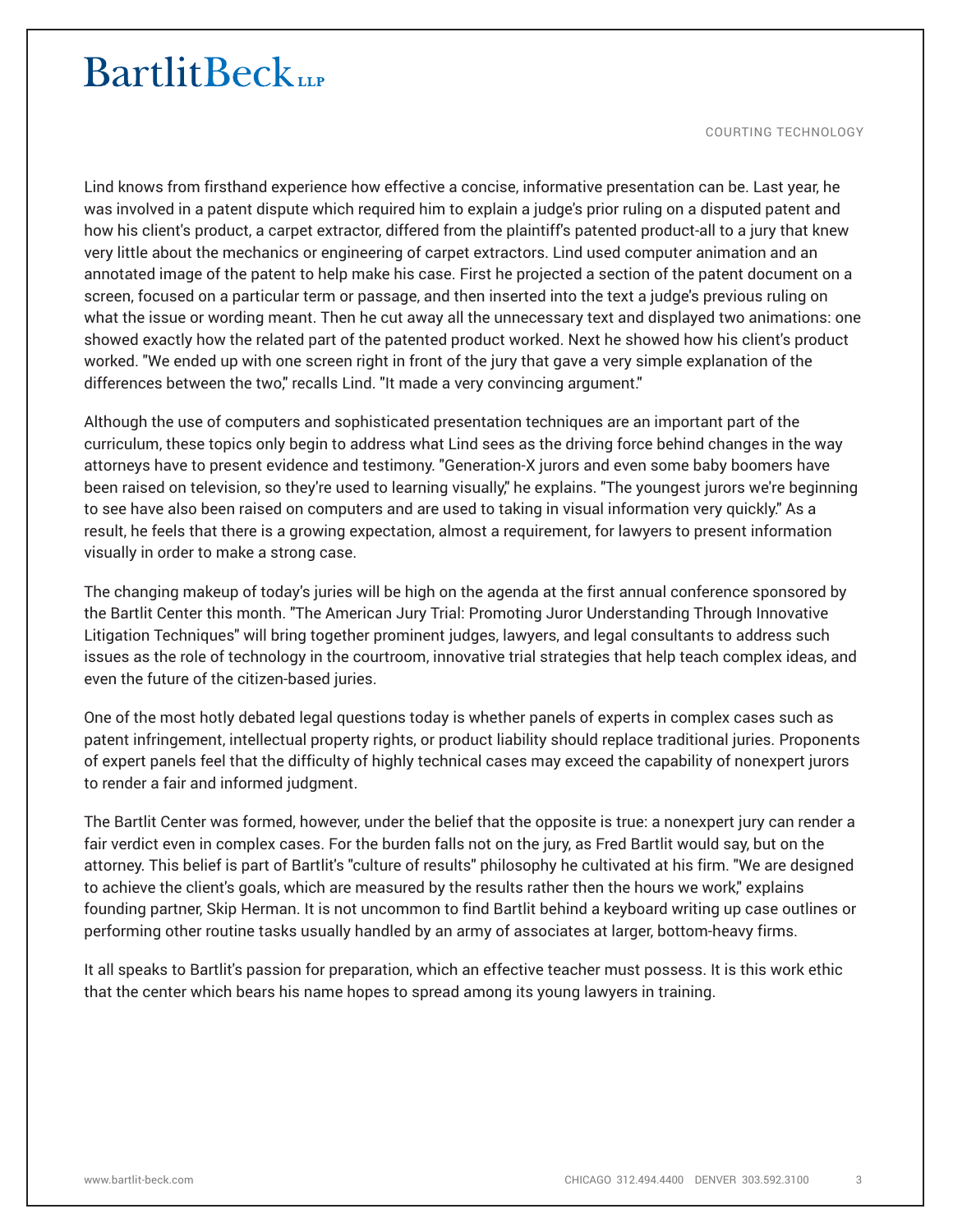Lind knows from firsthand experience how effective a concise, informative presentation can be. Last year, he was involved in a patent dispute which required him to explain a judge's prior ruling on a disputed patent and how his client's product, a carpet extractor, differed from the plaintiff's patented product-all to a jury that knew very little about the mechanics or engineering of carpet extractors. Lind used computer animation and an annotated image of the patent to help make his case. First he projected a section of the patent document on a screen, focused on a particular term or passage, and then inserted into the text a judge's previous ruling on what the issue or wording meant. Then he cut away all the unnecessary text and displayed two animations: one showed exactly how the related part of the patented product worked. Next he showed how his client's product worked. "We ended up with one screen right in front of the jury that gave a very simple explanation of the differences between the two," recalls Lind. "It made a very convincing argument."

Although the use of computers and sophisticated presentation techniques are an important part of the curriculum, these topics only begin to address what Lind sees as the driving force behind changes in the way attorneys have to present evidence and testimony. "Generation-X jurors and even some baby boomers have been raised on television, so they're used to learning visually," he explains. "The youngest jurors we're beginning to see have also been raised on computers and are used to taking in visual information very quickly." As a result, he feels that there is a growing expectation, almost a requirement, for lawyers to present information visually in order to make a strong case.

The changing makeup of today's juries will be high on the agenda at the first annual conference sponsored by the Bartlit Center this month. "The American Jury Trial: Promoting Juror Understanding Through Innovative Litigation Techniques" will bring together prominent judges, lawyers, and legal consultants to address such issues as the role of technology in the courtroom, innovative trial strategies that help teach complex ideas, and even the future of the citizen-based juries.

One of the most hotly debated legal questions today is whether panels of experts in complex cases such as patent infringement, intellectual property rights, or product liability should replace traditional juries. Proponents of expert panels feel that the difficulty of highly technical cases may exceed the capability of nonexpert jurors to render a fair and informed judgment.

The Bartlit Center was formed, however, under the belief that the opposite is true: a nonexpert jury can render a fair verdict even in complex cases. For the burden falls not on the jury, as Fred Bartlit would say, but on the attorney. This belief is part of Bartlit's "culture of results" philosophy he cultivated at his firm. "We are designed to achieve the client's goals, which are measured by the results rather then the hours we work," explains founding partner, Skip Herman. It is not uncommon to find Bartlit behind a keyboard writing up case outlines or performing other routine tasks usually handled by an army of associates at larger, bottom-heavy firms.

It all speaks to Bartlit's passion for preparation, which an effective teacher must possess. It is this work ethic that the center which bears his name hopes to spread among its young lawyers in training.